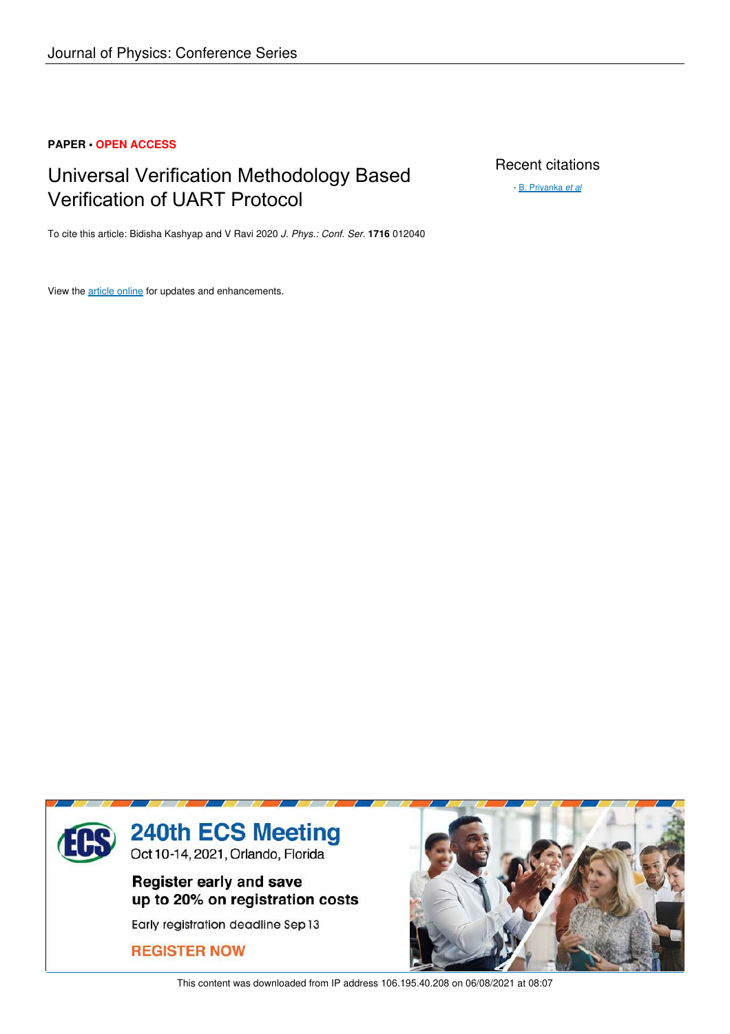Journal of Physics: Conference Series

**PAPER • OPEN ACCESS**

# Universal Verification Methodology Based Verification of UART Protocol

To cite this article: Bidisha Kashyap and V Ravi 2020 *J. Phys.: Conf. Ser.* **1716** 012040

View the article online for updates and enhancements.

## Recent citations

- B. Priyanka *et al*

**240th ECS Meeting**
Oct 10-14, 2021, Orlando, Florida

**Register early and save up to 20% on registration costs**

Early registration deadline Sep 13

**REGISTER NOW**

This content was downloaded from IP address 106.195.40.208 on 06/08/2021 at 08:07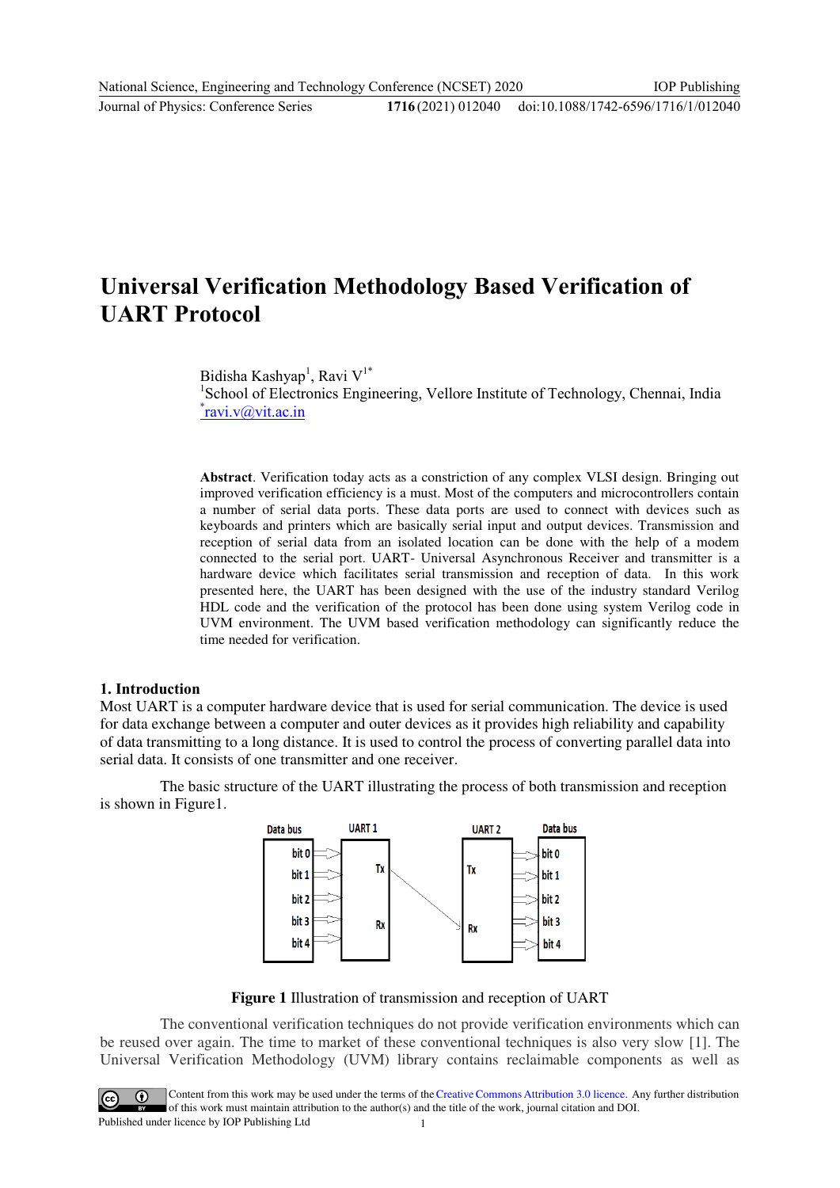# Universal Verification Methodology Based Verification of UART Protocol

Bidisha Kashyap[1], Ravi V[1*]

[1]School of Electronics Engineering, Vellore Institute of Technology, Chennai, India

[*]ravi.v@vit.ac.in

**Abstract**. Verification today acts as a constriction of any complex VLSI design. Bringing out improved verification efficiency is a must. Most of the computers and microcontrollers contain a number of serial data ports. These data ports are used to connect with devices such as keyboards and printers which are basically serial input and output devices. Transmission and reception of serial data from an isolated location can be done with the help of a modem connected to the serial port. UART- Universal Asynchronous Receiver and transmitter is a hardware device which facilitates serial transmission and reception of data. In this work presented here, the UART has been designed with the use of the industry standard Verilog HDL code and the verification of the protocol has been done using system Verilog code in UVM environment. The UVM based verification methodology can significantly reduce the time needed for verification.

## 1. Introduction

Most UART is a computer hardware device that is used for serial communication. The device is used for data exchange between a computer and outer devices as it provides high reliability and capability of data transmitting to a long distance. It is used to control the process of converting parallel data into serial data. It consists of one transmitter and one receiver.

The basic structure of the UART illustrating the process of both transmission and reception is shown in Figure1.

**Figure 1** Illustration of transmission and reception of UART

The conventional verification techniques do not provide verification environments which can be reused over again. The time to market of these conventional techniques is also very slow [1]. The Universal Verification Methodology (UVM) library contains reclaimable components as well as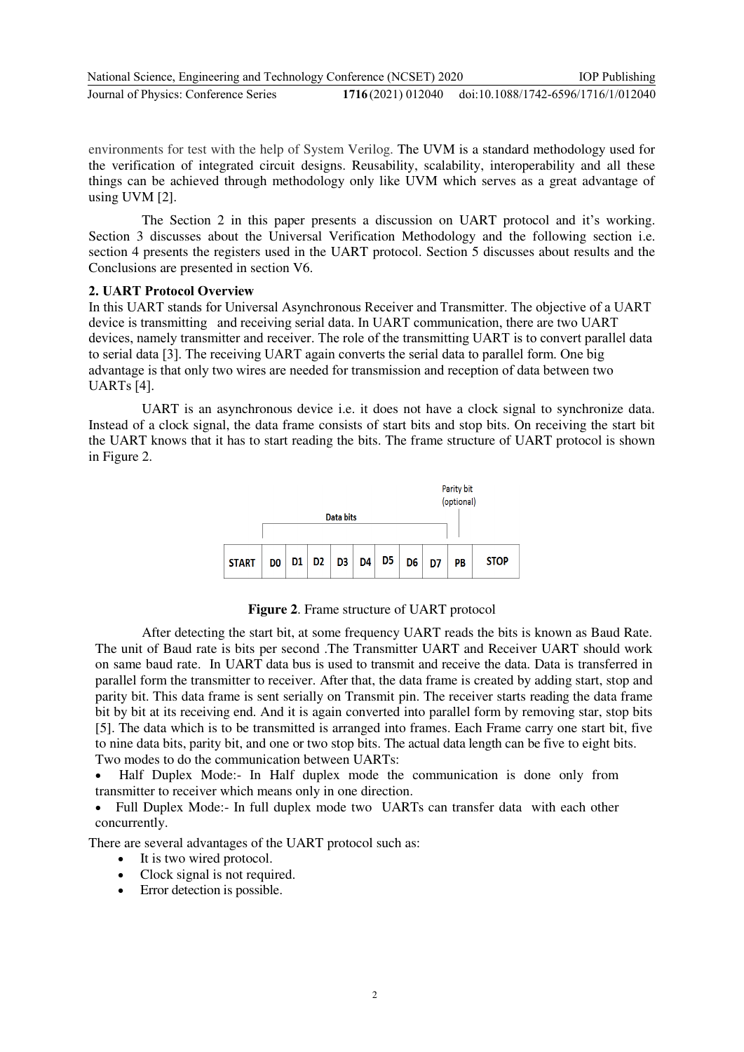environments for test with the help of System Verilog. The UVM is a standard methodology used for the verification of integrated circuit designs. Reusability, scalability, interoperability and all these things can be achieved through methodology only like UVM which serves as a great advantage of using UVM [2].

The Section 2 in this paper presents a discussion on UART protocol and it's working. Section 3 discusses about the Universal Verification Methodology and the following section i.e. section 4 presents the registers used in the UART protocol. Section 5 discusses about results and the Conclusions are presented in section V6.

## 2. UART Protocol Overview

In this UART stands for Universal Asynchronous Receiver and Transmitter. The objective of a UART device is transmitting and receiving serial data. In UART communication, there are two UART devices, namely transmitter and receiver. The role of the transmitting UART is to convert parallel data to serial data [3]. The receiving UART again converts the serial data to parallel form. One big advantage is that only two wires are needed for transmission and reception of data between two UARTs [4].

UART is an asynchronous device i.e. it does not have a clock signal to synchronize data. Instead of a clock signal, the data frame consists of start bits and stop bits. On receiving the start bit the UART knows that it has to start reading the bits. The frame structure of UART protocol is shown in Figure 2.

| START | D0 | D1 | D2 | D3 | D4 | D5 | D6 | D7 | PB | STOP |
|---|---|---|---|---|---|---|---|---|---|---|

(D0–D7: Data bits; PB: Parity bit (optional))

**Figure 2**. Frame structure of UART protocol

After detecting the start bit, at some frequency UART reads the bits is known as Baud Rate. The unit of Baud rate is bits per second .The Transmitter UART and Receiver UART should work on same baud rate. In UART data bus is used to transmit and receive the data. Data is transferred in parallel form the transmitter to receiver. After that, the data frame is created by adding start, stop and parity bit. This data frame is sent serially on Transmit pin. The receiver starts reading the data frame bit by bit at its receiving end. And it is again converted into parallel form by removing star, stop bits [5]. The data which is to be transmitted is arranged into frames. Each Frame carry one start bit, five to nine data bits, parity bit, and one or two stop bits. The actual data length can be five to eight bits.

Two modes to do the communication between UARTs:

- Half Duplex Mode:- In Half duplex mode the communication is done only from transmitter to receiver which means only in one direction.
- Full Duplex Mode:- In full duplex mode two UARTs can transfer data with each other concurrently.

There are several advantages of the UART protocol such as:

- It is two wired protocol.
- Clock signal is not required.
- Error detection is possible.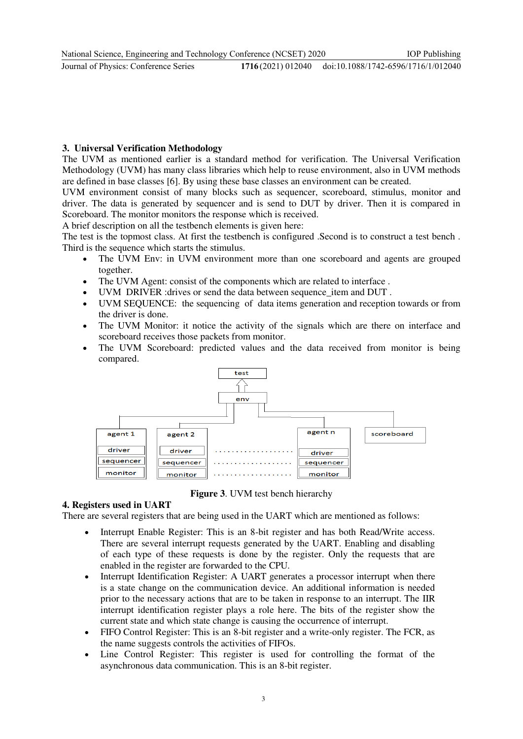## 3. Universal Verification Methodology

The UVM as mentioned earlier is a standard method for verification. The Universal Verification Methodology (UVM) has many class libraries which help to reuse environment, also in UVM methods are defined in base classes [6]. By using these base classes an environment can be created.

UVM environment consist of many blocks such as sequencer, scoreboard, stimulus, monitor and driver. The data is generated by sequencer and is send to DUT by driver. Then it is compared in Scoreboard. The monitor monitors the response which is received.

A brief description on all the testbench elements is given here:

The test is the topmost class. At first the testbench is configured .Second is to construct a test bench . Third is the sequence which starts the stimulus.

- The UVM Env: in UVM environment more than one scoreboard and agents are grouped together.
- The UVM Agent: consist of the components which are related to interface .
- UVM DRIVER :drives or send the data between sequence_item and DUT .
- UVM SEQUENCE: the sequencing of data items generation and reception towards or from the driver is done.
- The UVM Monitor: it notice the activity of the signals which are there on interface and scoreboard receives those packets from monitor.
- The UVM Scoreboard: predicted values and the data received from monitor is being compared.

**Figure 3**. UVM test bench hierarchy

## 4. Registers used in UART

There are several registers that are being used in the UART which are mentioned as follows:

- Interrupt Enable Register: This is an 8-bit register and has both Read/Write access. There are several interrupt requests generated by the UART. Enabling and disabling of each type of these requests is done by the register. Only the requests that are enabled in the register are forwarded to the CPU.
- Interrupt Identification Register: A UART generates a processor interrupt when there is a state change on the communication device. An additional information is needed prior to the necessary actions that are to be taken in response to an interrupt. The IIR interrupt identification register plays a role here. The bits of the register show the current state and which state change is causing the occurrence of interrupt.
- FIFO Control Register: This is an 8-bit register and a write-only register. The FCR, as the name suggests controls the activities of FIFOs.
- Line Control Register: This register is used for controlling the format of the asynchronous data communication. This is an 8-bit register.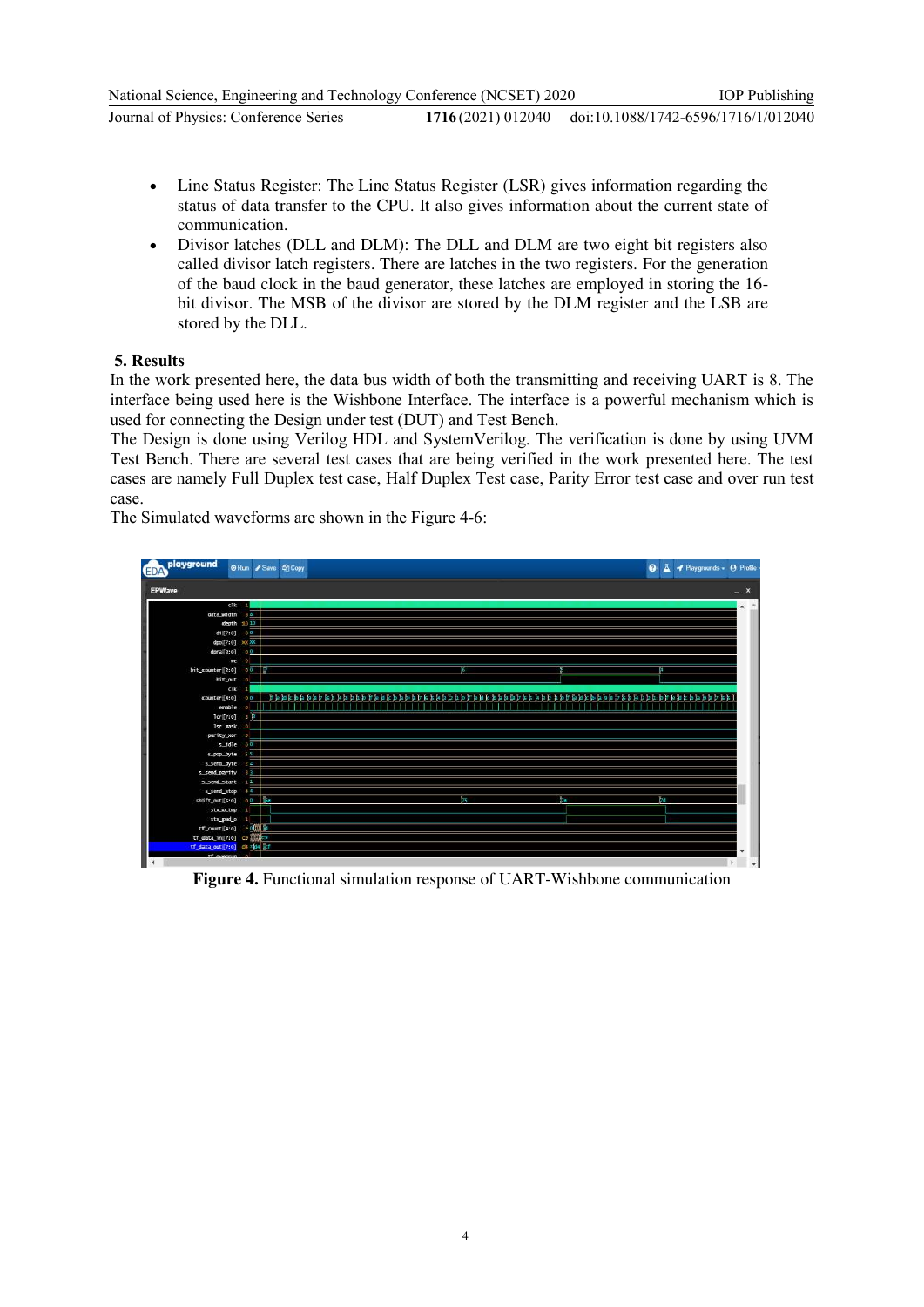- Line Status Register: The Line Status Register (LSR) gives information regarding the status of data transfer to the CPU. It also gives information about the current state of communication.
- Divisor latches (DLL and DLM): The DLL and DLM are two eight bit registers also called divisor latch registers. There are latches in the two registers. For the generation of the baud clock in the baud generator, these latches are employed in storing the 16-bit divisor. The MSB of the divisor are stored by the DLM register and the LSB are stored by the DLL.

## 5. Results

In the work presented here, the data bus width of both the transmitting and receiving UART is 8. The interface being used here is the Wishbone Interface. The interface is a powerful mechanism which is used for connecting the Design under test (DUT) and Test Bench.

The Design is done using Verilog HDL and SystemVerilog. The verification is done by using UVM Test Bench. There are several test cases that are being verified in the work presented here. The test cases are namely Full Duplex test case, Half Duplex Test case, Parity Error test case and over run test case.

The Simulated waveforms are shown in the Figure 4-6:

**Figure 4.** Functional simulation response of UART-Wishbone communication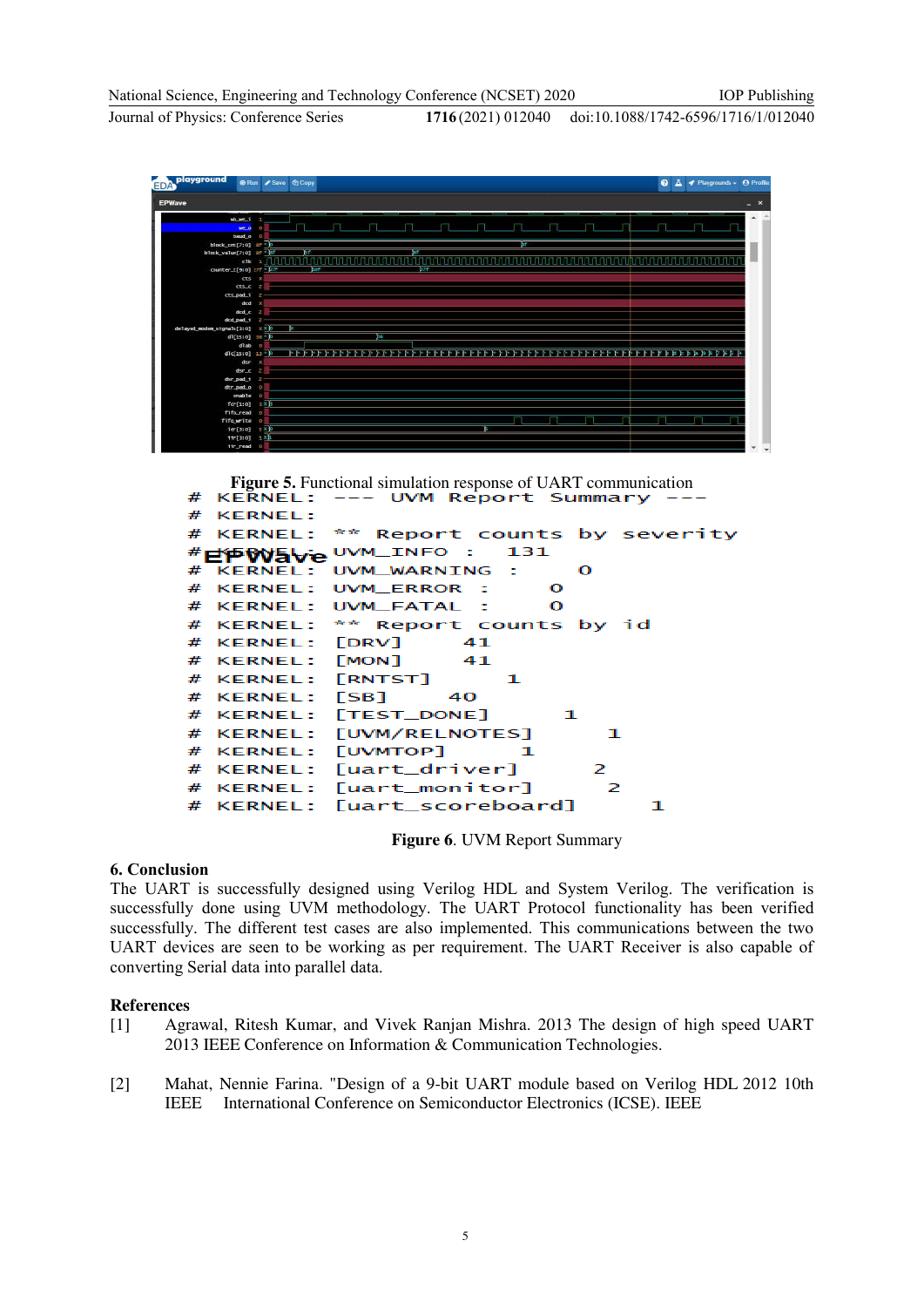**Figure 5.** Functional simulation response of UART communication

```
# KERNEL: --- UVM Report Summary ---
# KERNEL:
# KERNEL: ** Report counts by severity
# KERNEL: UVM_INFO :   131
# KERNEL: UVM_WARNING :   0
# KERNEL: UVM_ERROR :   0
# KERNEL: UVM_FATAL :   0
# KERNEL: ** Report counts by id
# KERNEL: [DRV]     41
# KERNEL: [MON]     41
# KERNEL: [RNTST]     1
# KERNEL: [SB]    40
# KERNEL: [TEST_DONE]     1
# KERNEL: [UVM/RELNOTES]     1
# KERNEL: [UVMTOP]     1
# KERNEL: [uart_driver]     2
# KERNEL: [uart_monitor]     2
# KERNEL: [uart_scoreboard]     1
```

**Figure 6**. UVM Report Summary

## 6. Conclusion

The UART is successfully designed using Verilog HDL and System Verilog. The verification is successfully done using UVM methodology. The UART Protocol functionality has been verified successfully. The different test cases are also implemented. This communications between the two UART devices are seen to be working as per requirement. The UART Receiver is also capable of converting Serial data into parallel data.

## References

[1] Agrawal, Ritesh Kumar, and Vivek Ranjan Mishra. 2013 The design of high speed UART 2013 IEEE Conference on Information & Communication Technologies.

[2] Mahat, Nennie Farina. "Design of a 9-bit UART module based on Verilog HDL 2012 10th IEEE International Conference on Semiconductor Electronics (ICSE). IEEE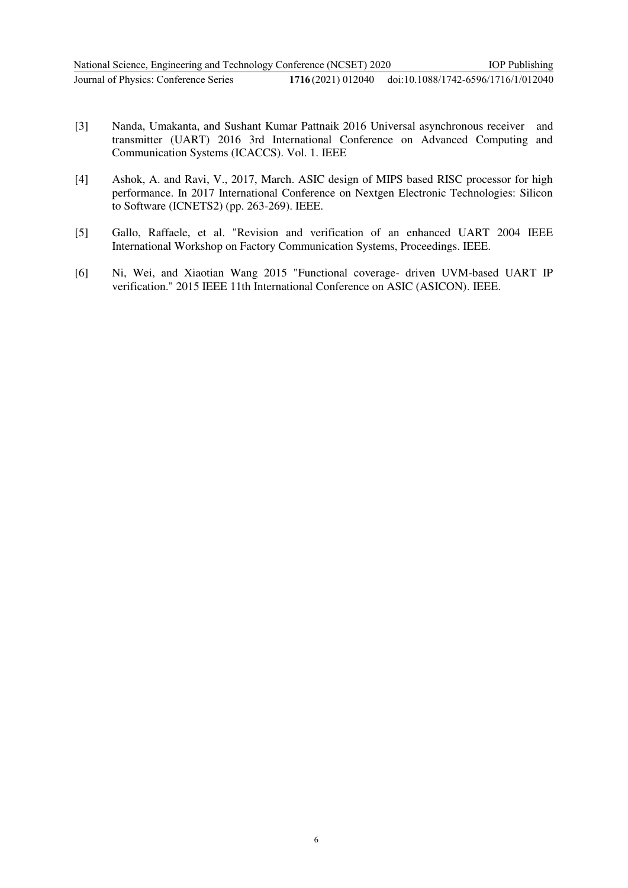[3] Nanda, Umakanta, and Sushant Kumar Pattnaik 2016 Universal asynchronous receiver and transmitter (UART) 2016 3rd International Conference on Advanced Computing and Communication Systems (ICACCS). Vol. 1. IEEE

[4] Ashok, A. and Ravi, V., 2017, March. ASIC design of MIPS based RISC processor for high performance. In 2017 International Conference on Nextgen Electronic Technologies: Silicon to Software (ICNETS2) (pp. 263-269). IEEE.

[5] Gallo, Raffaele, et al. "Revision and verification of an enhanced UART 2004 IEEE International Workshop on Factory Communication Systems, Proceedings. IEEE.

[6] Ni, Wei, and Xiaotian Wang 2015 "Functional coverage- driven UVM-based UART IP verification." 2015 IEEE 11th International Conference on ASIC (ASICON). IEEE.